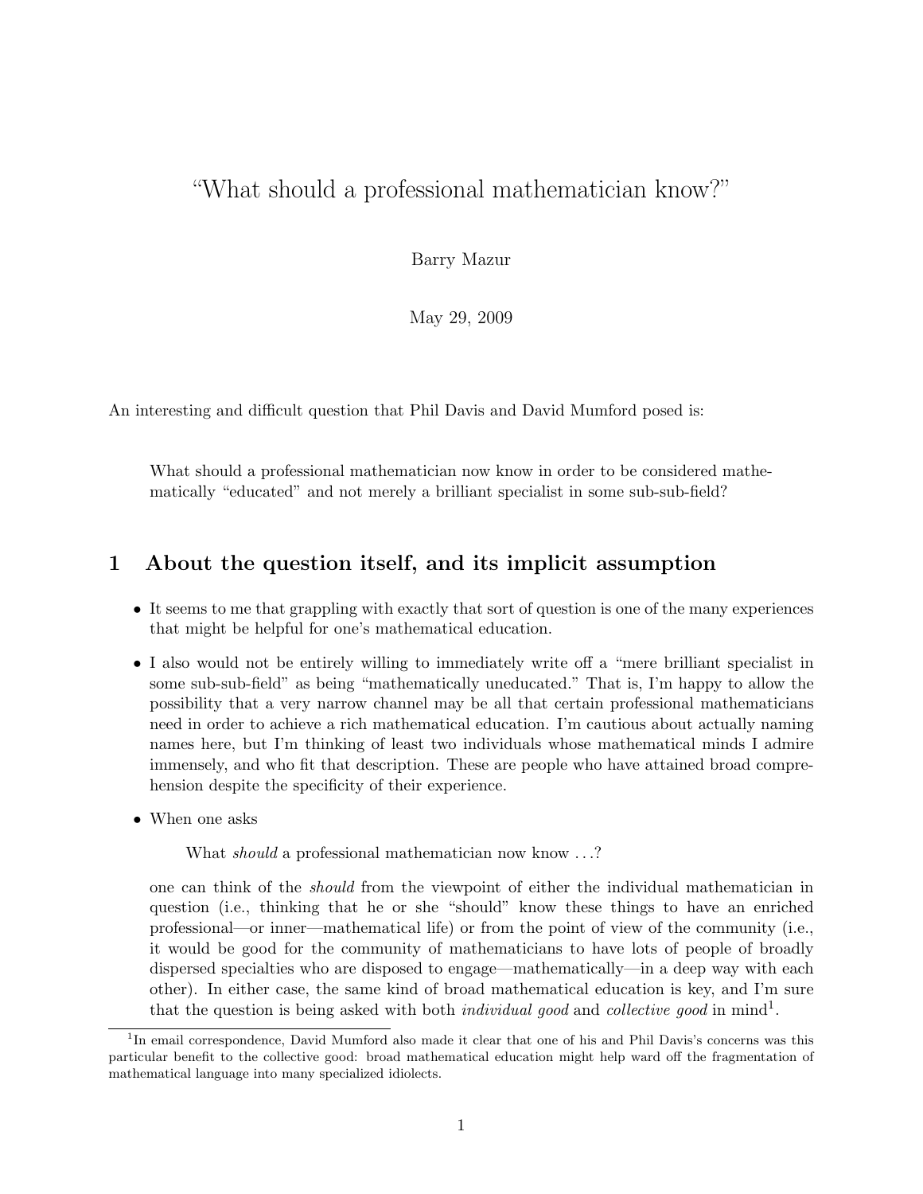# "What should a professional mathematician know?"

Barry Mazur

May 29, 2009

An interesting and difficult question that Phil Davis and David Mumford posed is:

> What should a professional mathematician now know in order to be considered mathematically "educated" and not merely a brilliant specialist in some sub-sub-field?

## 1 About the question itself, and its implicit assumption

- It seems to me that grappling with exactly that sort of question is one of the many experiences that might be helpful for one's mathematical education.
- I also would not be entirely willing to immediately write off a "mere brilliant specialist in some sub-sub-field" as being "mathematically uneducated." That is, I'm happy to allow the possibility that a very narrow channel may be all that certain professional mathematicians need in order to achieve a rich mathematical education. I'm cautious about actually naming names here, but I'm thinking of least two individuals whose mathematical minds I admire immensely, and who fit that description. These are people who have attained broad comprehension despite the specificity of their experience.
- When one asks

  > What *should* a professional mathematician now know . . .?

  one can think of the *should* from the viewpoint of either the individual mathematician in question (i.e., thinking that he or she "should" know these things to have an enriched professional—or inner—mathematical life) or from the point of view of the community (i.e., it would be good for the community of mathematicians to have lots of people of broadly dispersed specialties who are disposed to engage—mathematically—in a deep way with each other). In either case, the same kind of broad mathematical education is key, and I'm sure that the question is being asked with both *individual good* and *collective good* in mind[1].

---

[1] In email correspondence, David Mumford also made it clear that one of his and Phil Davis's concerns was this particular benefit to the collective good: broad mathematical education might help ward off the fragmentation of mathematical language into many specialized idiolects.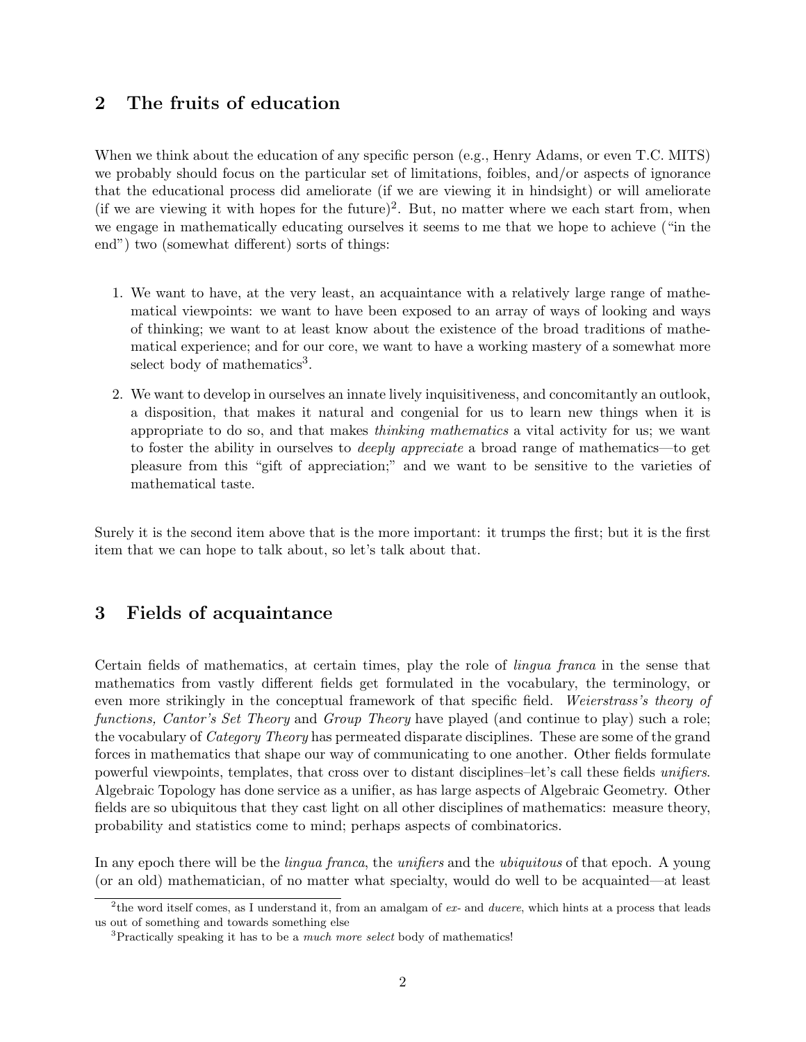## 2 The fruits of education

When we think about the education of any specific person (e.g., Henry Adams, or even T.C. MITS) we probably should focus on the particular set of limitations, foibles, and/or aspects of ignorance that the educational process did ameliorate (if we are viewing it in hindsight) or will ameliorate (if we are viewing it with hopes for the future)[2]. But, no matter where we each start from, when we engage in mathematically educating ourselves it seems to me that we hope to achieve ("in the end") two (somewhat different) sorts of things:

1. We want to have, at the very least, an acquaintance with a relatively large range of mathematical viewpoints: we want to have been exposed to an array of ways of looking and ways of thinking; we want to at least know about the existence of the broad traditions of mathematical experience; and for our core, we want to have a working mastery of a somewhat more select body of mathematics[3].

2. We want to develop in ourselves an innate lively inquisitiveness, and concomitantly an outlook, a disposition, that makes it natural and congenial for us to learn new things when it is appropriate to do so, and that makes *thinking mathematics* a vital activity for us; we want to foster the ability in ourselves to *deeply appreciate* a broad range of mathematics—to get pleasure from this "gift of appreciation;" and we want to be sensitive to the varieties of mathematical taste.

Surely it is the second item above that is the more important: it trumps the first; but it is the first item that we can hope to talk about, so let's talk about that.

## 3 Fields of acquaintance

Certain fields of mathematics, at certain times, play the role of *lingua franca* in the sense that mathematics from vastly different fields get formulated in the vocabulary, the terminology, or even more strikingly in the conceptual framework of that specific field. *Weierstrass's theory of functions, Cantor's Set Theory* and *Group Theory* have played (and continue to play) such a role; the vocabulary of *Category Theory* has permeated disparate disciplines. These are some of the grand forces in mathematics that shape our way of communicating to one another. Other fields formulate powerful viewpoints, templates, that cross over to distant disciplines–let's call these fields *unifiers*. Algebraic Topology has done service as a unifier, as has large aspects of Algebraic Geometry. Other fields are so ubiquitous that they cast light on all other disciplines of mathematics: measure theory, probability and statistics come to mind; perhaps aspects of combinatorics.

In any epoch there will be the *lingua franca*, the *unifiers* and the *ubiquitous* of that epoch. A young (or an old) mathematician, of no matter what specialty, would do well to be acquainted—at least

[2] the word itself comes, as I understand it, from an amalgam of *ex-* and *ducere*, which hints at a process that leads us out of something and towards something else

[3] Practically speaking it has to be a *much more select* body of mathematics!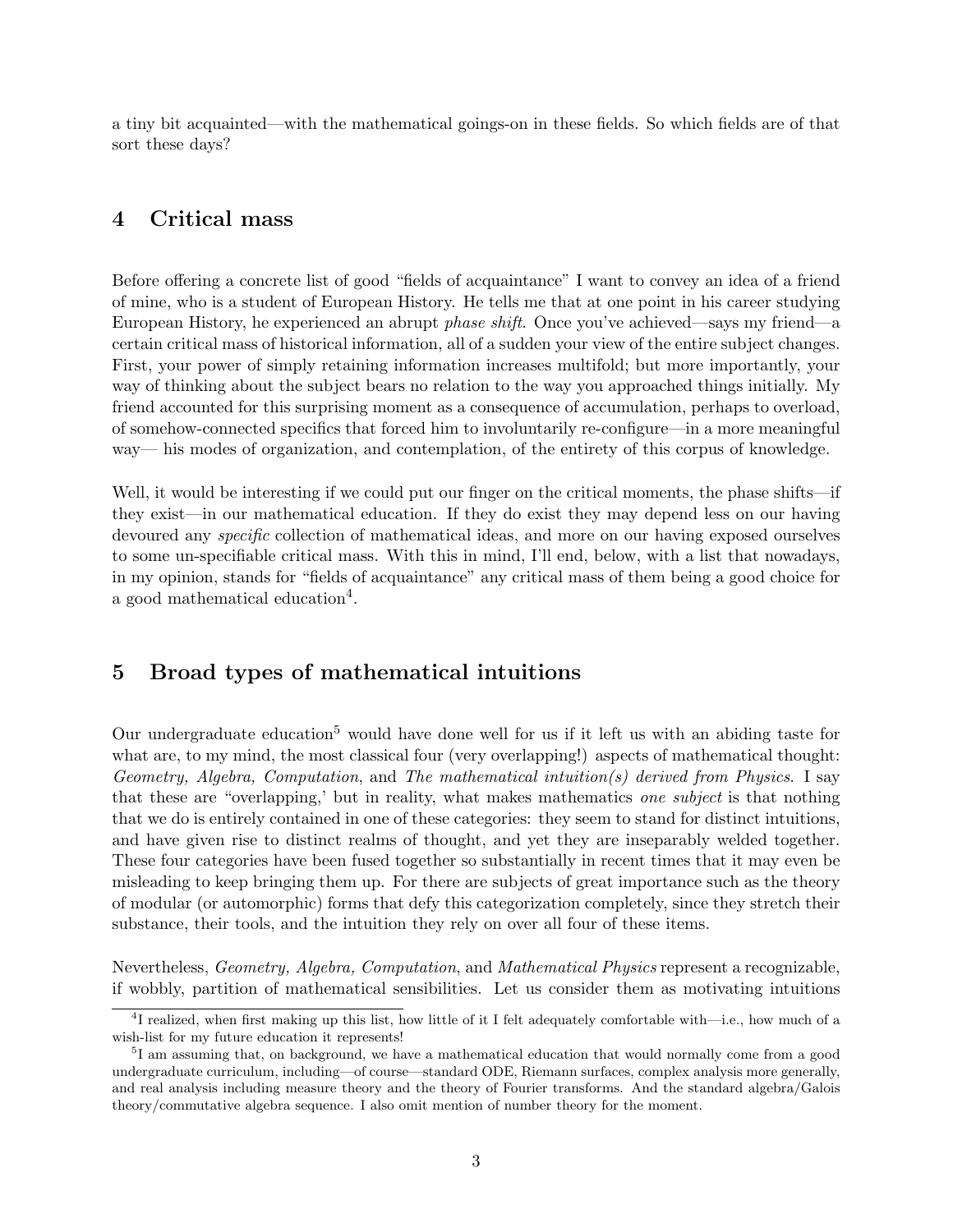a tiny bit acquainted—with the mathematical goings-on in these fields. So which fields are of that sort these days?

## 4 Critical mass

Before offering a concrete list of good "fields of acquaintance" I want to convey an idea of a friend of mine, who is a student of European History. He tells me that at one point in his career studying European History, he experienced an abrupt *phase shift*. Once you've achieved—says my friend—a certain critical mass of historical information, all of a sudden your view of the entire subject changes. First, your power of simply retaining information increases multifold; but more importantly, your way of thinking about the subject bears no relation to the way you approached things initially. My friend accounted for this surprising moment as a consequence of accumulation, perhaps to overload, of somehow-connected specifics that forced him to involuntarily re-configure—in a more meaningful way— his modes of organization, and contemplation, of the entirety of this corpus of knowledge.

Well, it would be interesting if we could put our finger on the critical moments, the phase shifts—if they exist—in our mathematical education. If they do exist they may depend less on our having devoured any *specific* collection of mathematical ideas, and more on our having exposed ourselves to some un-specifiable critical mass. With this in mind, I'll end, below, with a list that nowadays, in my opinion, stands for "fields of acquaintance" any critical mass of them being a good choice for a good mathematical education[4].

## 5 Broad types of mathematical intuitions

Our undergraduate education[5] would have done well for us if it left us with an abiding taste for what are, to my mind, the most classical four (very overlapping!) aspects of mathematical thought: *Geometry, Algebra, Computation*, and *The mathematical intuition(s) derived from Physics*. I say that these are "overlapping,' but in reality, what makes mathematics *one subject* is that nothing that we do is entirely contained in one of these categories: they seem to stand for distinct intuitions, and have given rise to distinct realms of thought, and yet they are inseparably welded together. These four categories have been fused together so substantially in recent times that it may even be misleading to keep bringing them up. For there are subjects of great importance such as the theory of modular (or automorphic) forms that defy this categorization completely, since they stretch their substance, their tools, and the intuition they rely on over all four of these items.

Nevertheless, *Geometry, Algebra, Computation*, and *Mathematical Physics* represent a recognizable, if wobbly, partition of mathematical sensibilities. Let us consider them as motivating intuitions

---

[4] I realized, when first making up this list, how little of it I felt adequately comfortable with—i.e., how much of a wish-list for my future education it represents!

[5] I am assuming that, on background, we have a mathematical education that would normally come from a good undergraduate curriculum, including—of course—standard ODE, Riemann surfaces, complex analysis more generally, and real analysis including measure theory and the theory of Fourier transforms. And the standard algebra/Galois theory/commutative algebra sequence. I also omit mention of number theory for the moment.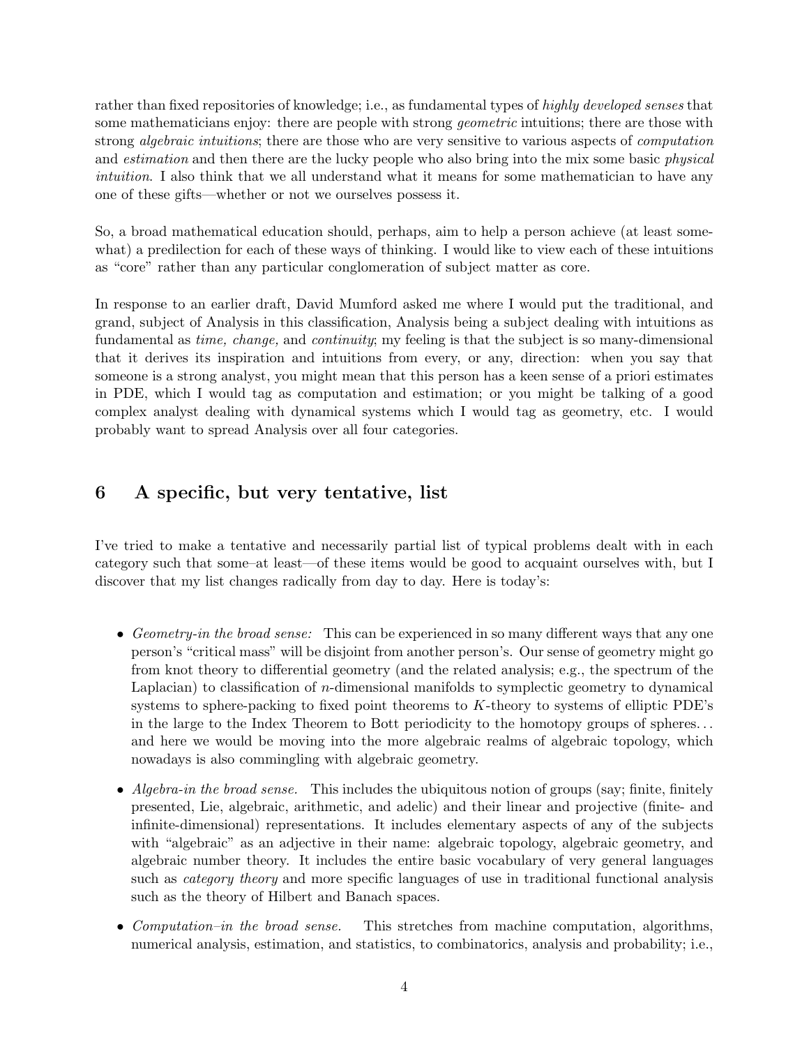rather than fixed repositories of knowledge; i.e., as fundamental types of *highly developed senses* that some mathematicians enjoy: there are people with strong *geometric* intuitions; there are those with strong *algebraic intuitions*; there are those who are very sensitive to various aspects of *computation* and *estimation* and then there are the lucky people who also bring into the mix some basic *physical intuition*. I also think that we all understand what it means for some mathematician to have any one of these gifts—whether or not we ourselves possess it.

So, a broad mathematical education should, perhaps, aim to help a person achieve (at least somewhat) a predilection for each of these ways of thinking. I would like to view each of these intuitions as "core" rather than any particular conglomeration of subject matter as core.

In response to an earlier draft, David Mumford asked me where I would put the traditional, and grand, subject of Analysis in this classification, Analysis being a subject dealing with intuitions as fundamental as *time, change,* and *continuity*; my feeling is that the subject is so many-dimensional that it derives its inspiration and intuitions from every, or any, direction: when you say that someone is a strong analyst, you might mean that this person has a keen sense of a priori estimates in PDE, which I would tag as computation and estimation; or you might be talking of a good complex analyst dealing with dynamical systems which I would tag as geometry, etc. I would probably want to spread Analysis over all four categories.

## 6 A specific, but very tentative, list

I've tried to make a tentative and necessarily partial list of typical problems dealt with in each category such that some–at least—of these items would be good to acquaint ourselves with, but I discover that my list changes radically from day to day. Here is today's:

- *Geometry-in the broad sense:* This can be experienced in so many different ways that any one person's "critical mass" will be disjoint from another person's. Our sense of geometry might go from knot theory to differential geometry (and the related analysis; e.g., the spectrum of the Laplacian) to classification of $n$-dimensional manifolds to symplectic geometry to dynamical systems to sphere-packing to fixed point theorems to $K$-theory to systems of elliptic PDE's in the large to the Index Theorem to Bott periodicity to the homotopy groups of spheres... and here we would be moving into the more algebraic realms of algebraic topology, which nowadays is also commingling with algebraic geometry.

- *Algebra-in the broad sense.* This includes the ubiquitous notion of groups (say; finite, finitely presented, Lie, algebraic, arithmetic, and adelic) and their linear and projective (finite- and infinite-dimensional) representations. It includes elementary aspects of any of the subjects with "algebraic" as an adjective in their name: algebraic topology, algebraic geometry, and algebraic number theory. It includes the entire basic vocabulary of very general languages such as *category theory* and more specific languages of use in traditional functional analysis such as the theory of Hilbert and Banach spaces.

- *Computation–in the broad sense.* This stretches from machine computation, algorithms, numerical analysis, estimation, and statistics, to combinatorics, analysis and probability; i.e.,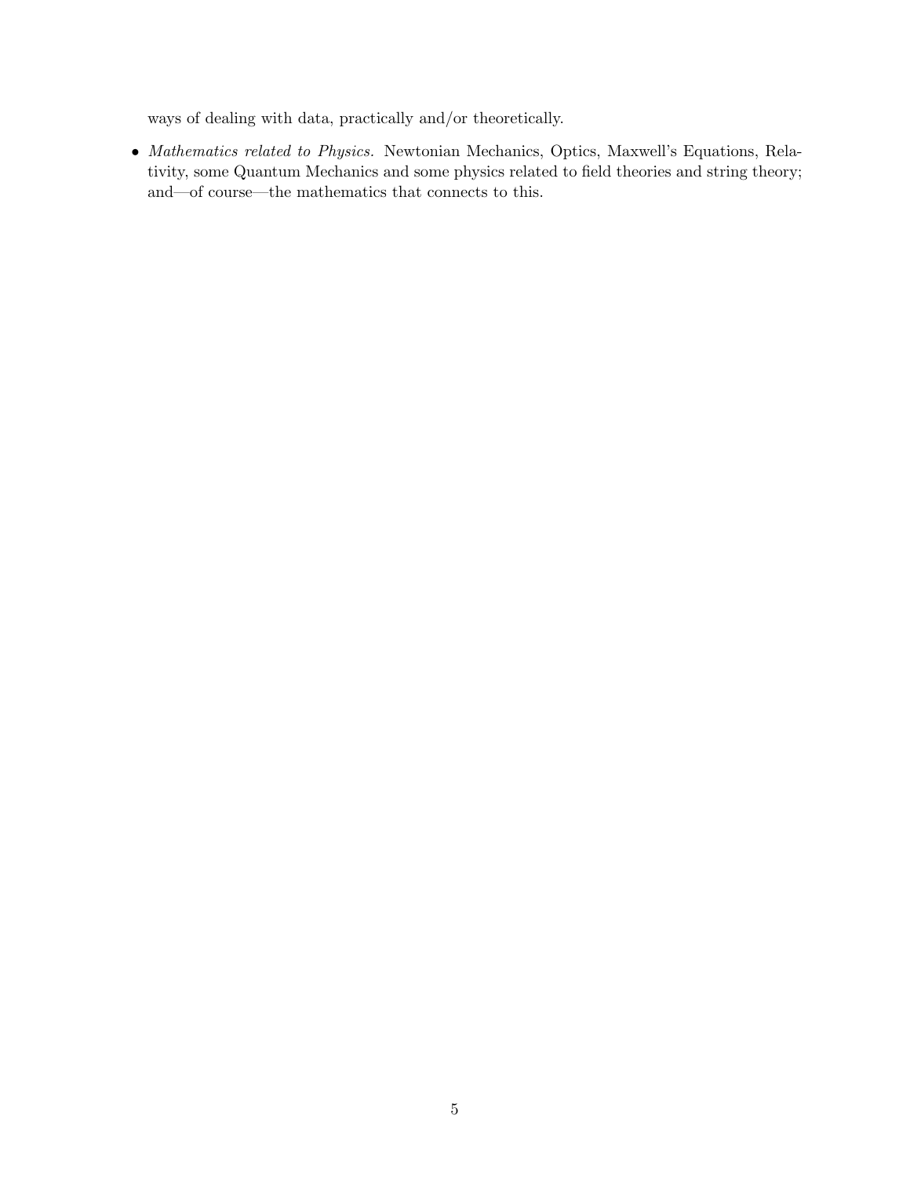ways of dealing with data, practically and/or theoretically.

- *Mathematics related to Physics.* Newtonian Mechanics, Optics, Maxwell's Equations, Relativity, some Quantum Mechanics and some physics related to field theories and string theory; and—of course—the mathematics that connects to this.